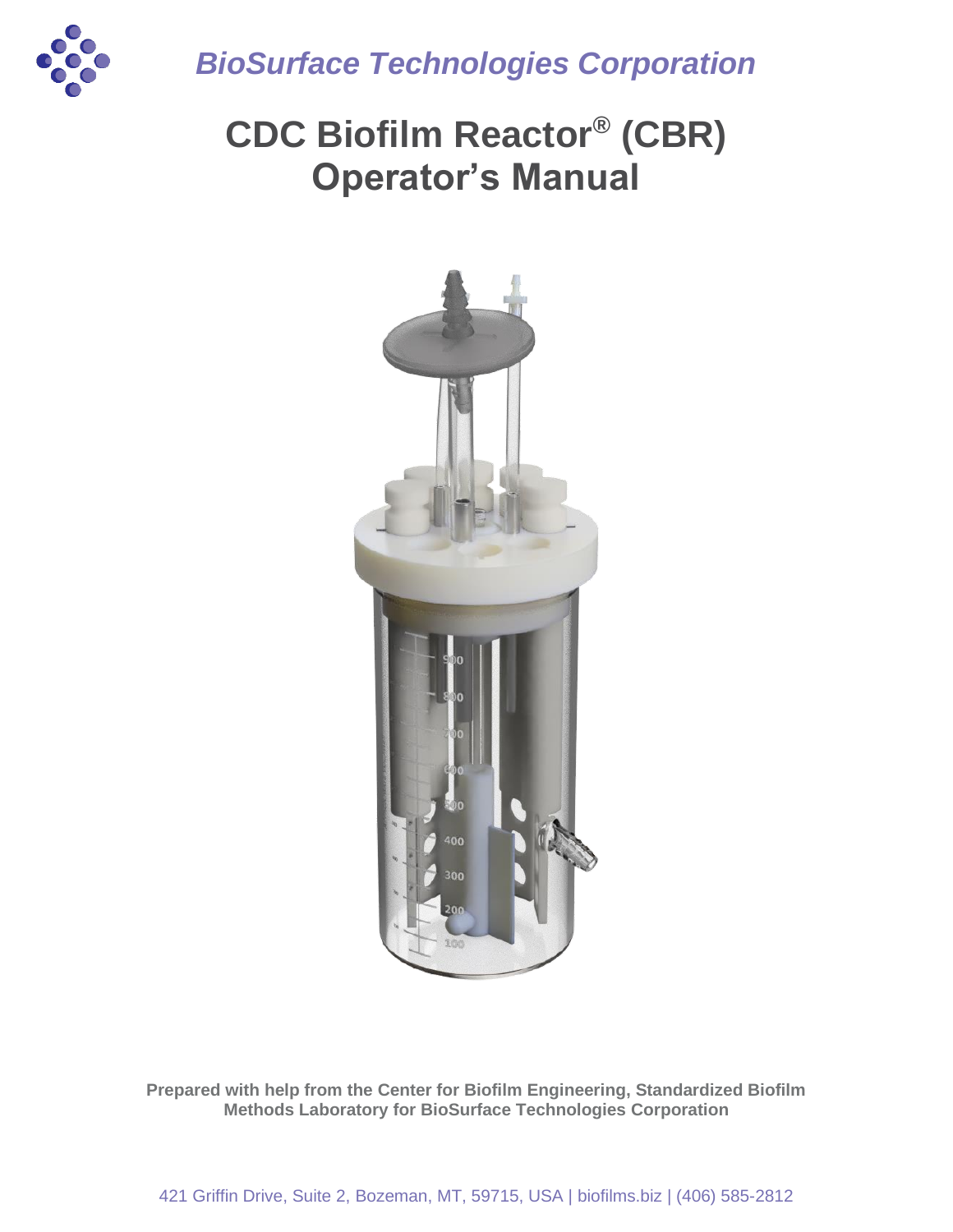*BioSurface Technologies Corporation*

# CDC Biofilm Reactor® (CBR) Operator's Manual

**Prepared with help from the Center for Biofilm Engineering, Standardized Biofilm Methods Laboratory for BioSurface Technologies Corporation**

421 Griffin Drive, Suite 2, Bozeman, MT, 59715, USA | biofilms.biz | (406) 585-2812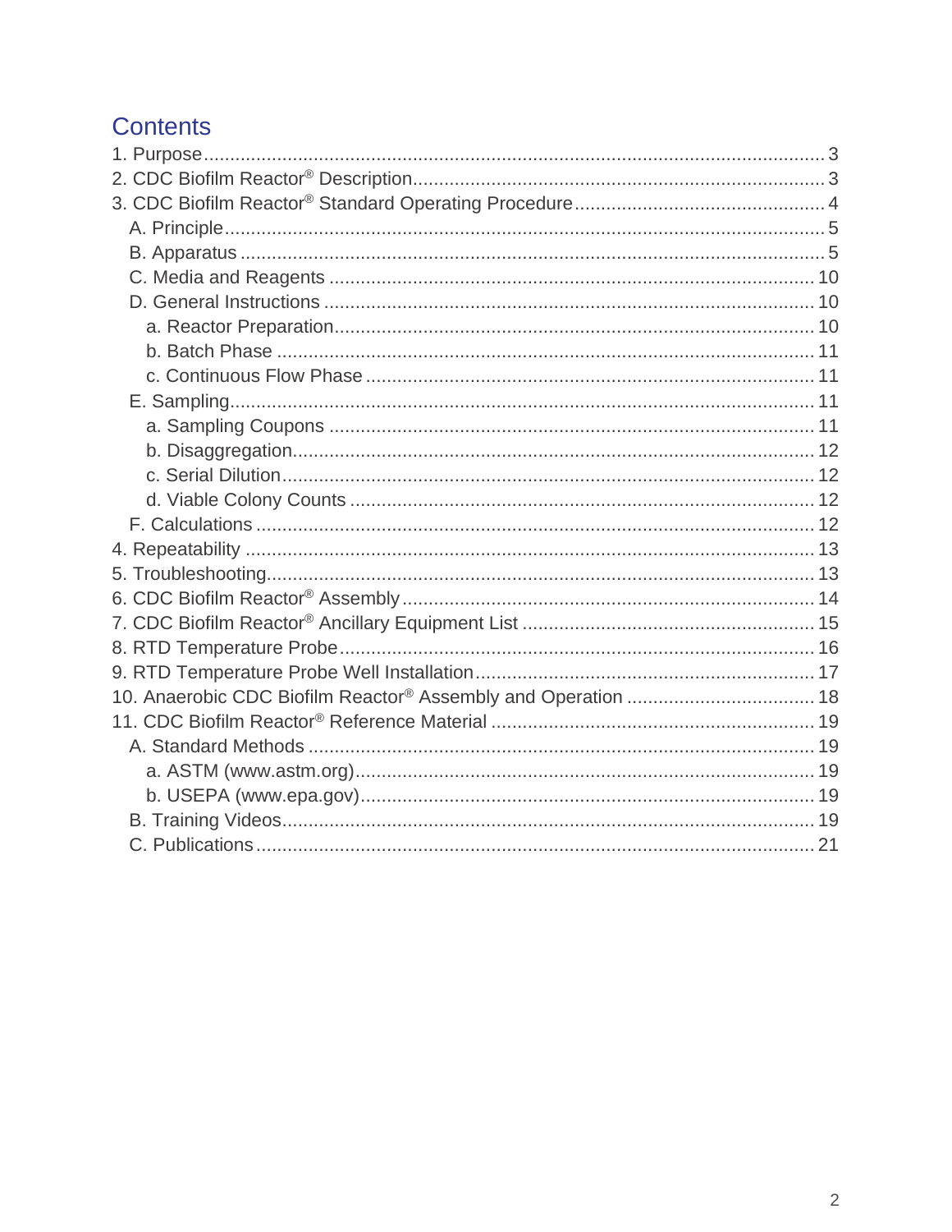## Contents

1. Purpose ..... 3
2. CDC Biofilm Reactor® Description ..... 3
3. CDC Biofilm Reactor® Standard Operating Procedure ..... 4
   - A. Principle ..... 5
   - B. Apparatus ..... 5
   - C. Media and Reagents ..... 10
   - D. General Instructions ..... 10
     - a. Reactor Preparation ..... 10
     - b. Batch Phase ..... 11
     - c. Continuous Flow Phase ..... 11
   - E. Sampling ..... 11
     - a. Sampling Coupons ..... 11
     - b. Disaggregation ..... 12
     - c. Serial Dilution ..... 12
     - d. Viable Colony Counts ..... 12
   - F. Calculations ..... 12
4. Repeatability ..... 13
5. Troubleshooting ..... 13
6. CDC Biofilm Reactor® Assembly ..... 14
7. CDC Biofilm Reactor® Ancillary Equipment List ..... 15
8. RTD Temperature Probe ..... 16
9. RTD Temperature Probe Well Installation ..... 17
10. Anaerobic CDC Biofilm Reactor® Assembly and Operation ..... 18
11. CDC Biofilm Reactor® Reference Material ..... 19
    - A. Standard Methods ..... 19
      - a. ASTM (www.astm.org) ..... 19
      - b. USEPA (www.epa.gov) ..... 19
    - B. Training Videos ..... 19
    - C. Publications ..... 21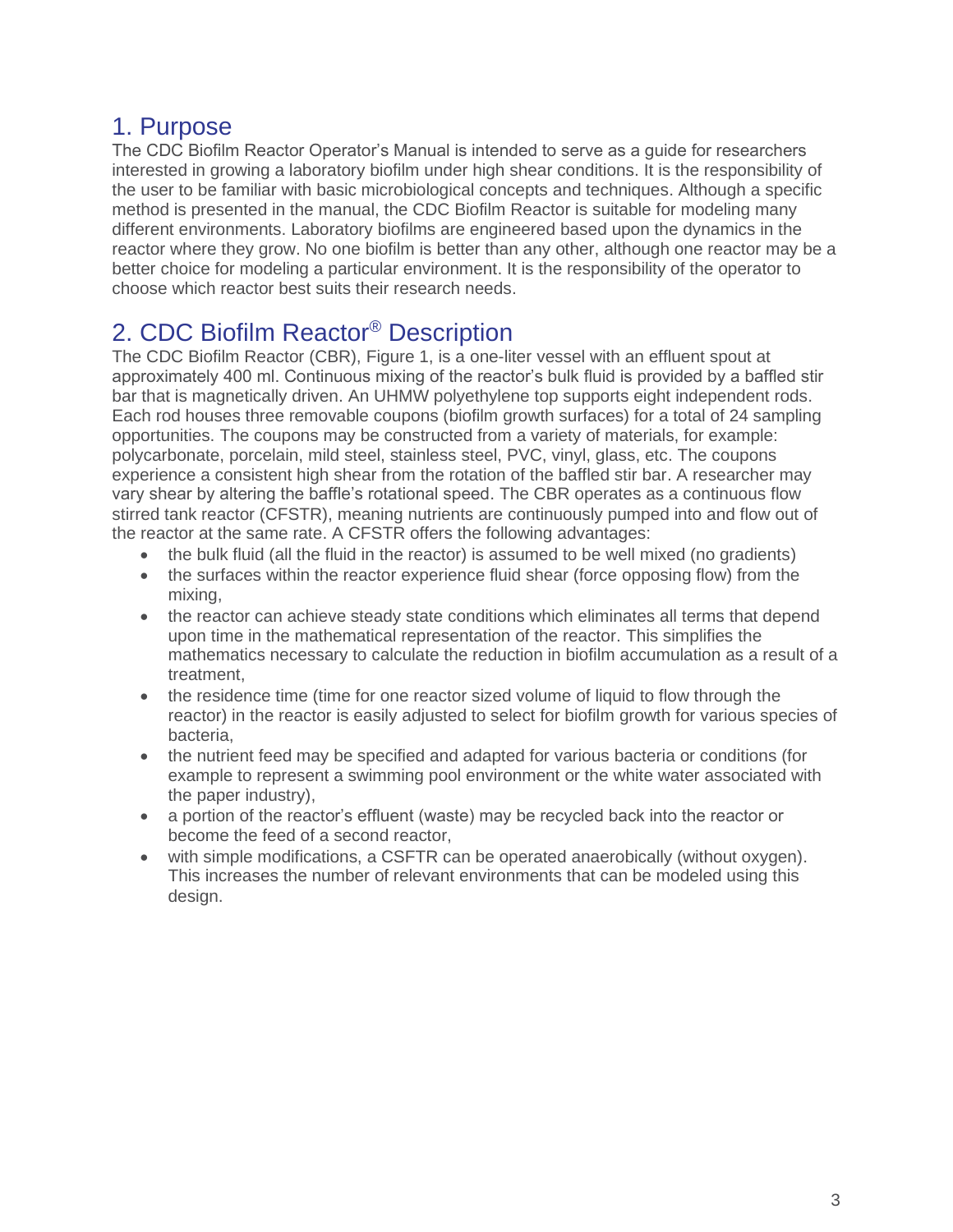## 1. Purpose

The CDC Biofilm Reactor Operator's Manual is intended to serve as a guide for researchers interested in growing a laboratory biofilm under high shear conditions. It is the responsibility of the user to be familiar with basic microbiological concepts and techniques. Although a specific method is presented in the manual, the CDC Biofilm Reactor is suitable for modeling many different environments. Laboratory biofilms are engineered based upon the dynamics in the reactor where they grow. No one biofilm is better than any other, although one reactor may be a better choice for modeling a particular environment. It is the responsibility of the operator to choose which reactor best suits their research needs.

## 2. CDC Biofilm Reactor® Description

The CDC Biofilm Reactor (CBR), Figure 1, is a one-liter vessel with an effluent spout at approximately 400 ml. Continuous mixing of the reactor's bulk fluid is provided by a baffled stir bar that is magnetically driven. An UHMW polyethylene top supports eight independent rods. Each rod houses three removable coupons (biofilm growth surfaces) for a total of 24 sampling opportunities. The coupons may be constructed from a variety of materials, for example: polycarbonate, porcelain, mild steel, stainless steel, PVC, vinyl, glass, etc. The coupons experience a consistent high shear from the rotation of the baffled stir bar. A researcher may vary shear by altering the baffle's rotational speed. The CBR operates as a continuous flow stirred tank reactor (CFSTR), meaning nutrients are continuously pumped into and flow out of the reactor at the same rate. A CFSTR offers the following advantages:

- the bulk fluid (all the fluid in the reactor) is assumed to be well mixed (no gradients)
- the surfaces within the reactor experience fluid shear (force opposing flow) from the mixing,
- the reactor can achieve steady state conditions which eliminates all terms that depend upon time in the mathematical representation of the reactor. This simplifies the mathematics necessary to calculate the reduction in biofilm accumulation as a result of a treatment,
- the residence time (time for one reactor sized volume of liquid to flow through the reactor) in the reactor is easily adjusted to select for biofilm growth for various species of bacteria,
- the nutrient feed may be specified and adapted for various bacteria or conditions (for example to represent a swimming pool environment or the white water associated with the paper industry),
- a portion of the reactor's effluent (waste) may be recycled back into the reactor or become the feed of a second reactor,
- with simple modifications, a CSFTR can be operated anaerobically (without oxygen). This increases the number of relevant environments that can be modeled using this design.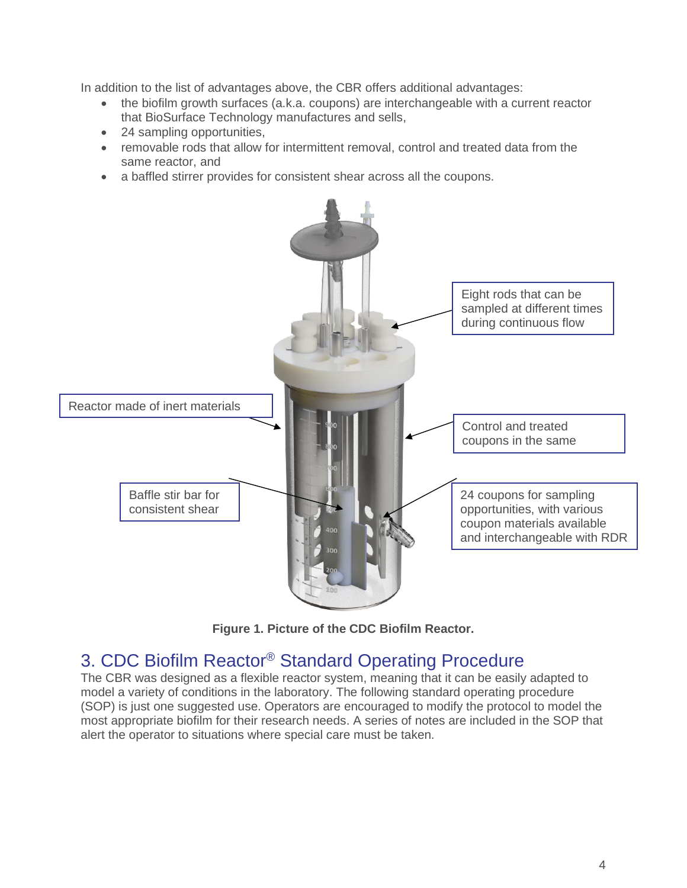In addition to the list of advantages above, the CBR offers additional advantages:

- the biofilm growth surfaces (a.k.a. coupons) are interchangeable with a current reactor that BioSurface Technology manufactures and sells,
- 24 sampling opportunities,
- removable rods that allow for intermittent removal, control and treated data from the same reactor, and
- a baffled stirrer provides for consistent shear across all the coupons.

Eight rods that can be sampled at different times during continuous flow

Reactor made of inert materials

Control and treated coupons in the same

Baffle stir bar for consistent shear

24 coupons for sampling opportunities, with various coupon materials available and interchangeable with RDR

**Figure 1. Picture of the CDC Biofilm Reactor.**

## 3. CDC Biofilm Reactor® Standard Operating Procedure

The CBR was designed as a flexible reactor system, meaning that it can be easily adapted to model a variety of conditions in the laboratory. The following standard operating procedure (SOP) is just one suggested use. Operators are encouraged to modify the protocol to model the most appropriate biofilm for their research needs. A series of notes are included in the SOP that alert the operator to situations where special care must be taken.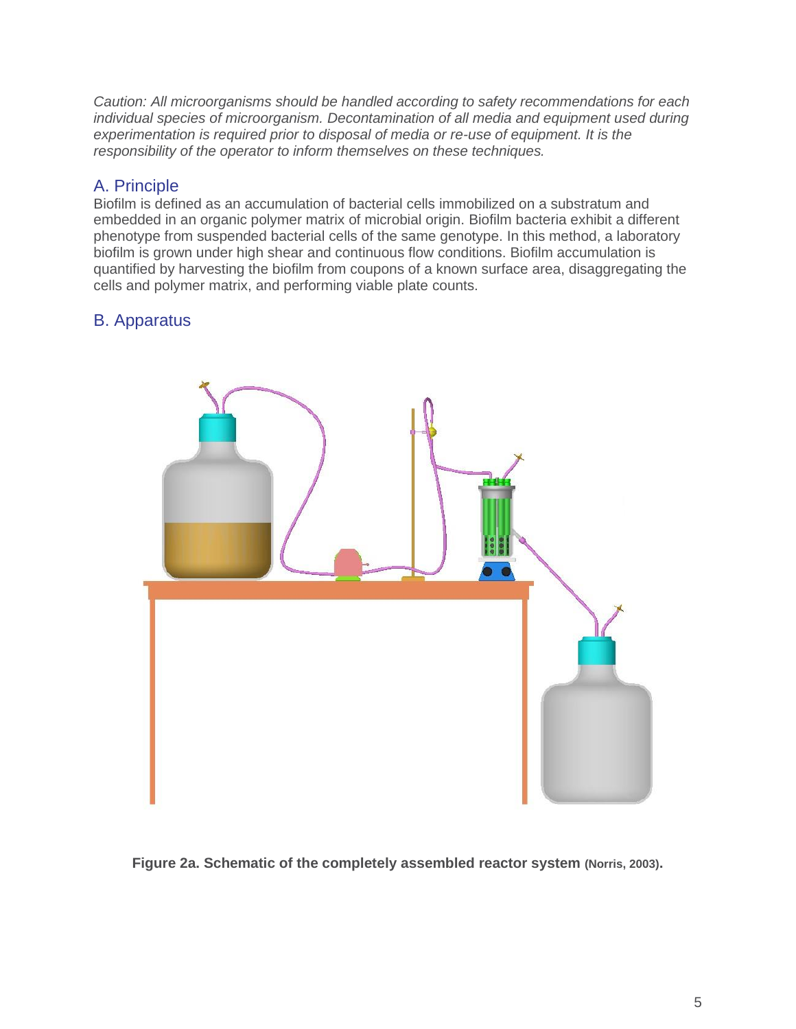*Caution: All microorganisms should be handled according to safety recommendations for each individual species of microorganism. Decontamination of all media and equipment used during experimentation is required prior to disposal of media or re-use of equipment. It is the responsibility of the operator to inform themselves on these techniques.*

## A. Principle

Biofilm is defined as an accumulation of bacterial cells immobilized on a substratum and embedded in an organic polymer matrix of microbial origin. Biofilm bacteria exhibit a different phenotype from suspended bacterial cells of the same genotype. In this method, a laboratory biofilm is grown under high shear and continuous flow conditions. Biofilm accumulation is quantified by harvesting the biofilm from coupons of a known surface area, disaggregating the cells and polymer matrix, and performing viable plate counts.

## B. Apparatus

**Figure 2a. Schematic of the completely assembled reactor system (Norris, 2003).**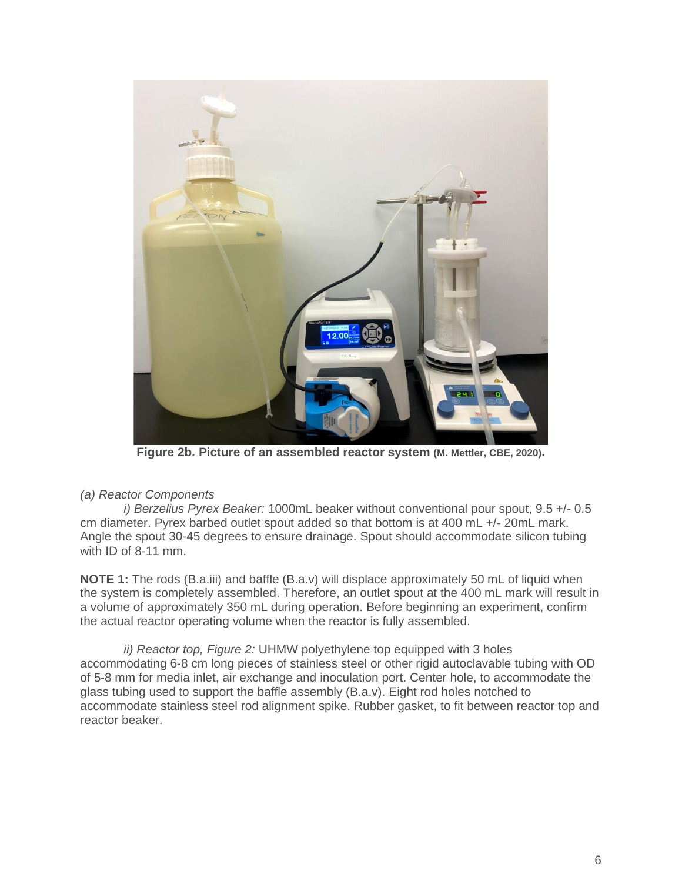**Figure 2b. Picture of an assembled reactor system (M. Mettler, CBE, 2020).**

*(a) Reactor Components*

*i) Berzelius Pyrex Beaker:* 1000mL beaker without conventional pour spout, 9.5 +/- 0.5 cm diameter. Pyrex barbed outlet spout added so that bottom is at 400 mL +/- 20mL mark. Angle the spout 30-45 degrees to ensure drainage. Spout should accommodate silicon tubing with ID of 8-11 mm.

**NOTE 1:** The rods (B.a.iii) and baffle (B.a.v) will displace approximately 50 mL of liquid when the system is completely assembled. Therefore, an outlet spout at the 400 mL mark will result in a volume of approximately 350 mL during operation. Before beginning an experiment, confirm the actual reactor operating volume when the reactor is fully assembled.

*ii) Reactor top, Figure 2:* UHMW polyethylene top equipped with 3 holes accommodating 6-8 cm long pieces of stainless steel or other rigid autoclavable tubing with OD of 5-8 mm for media inlet, air exchange and inoculation port. Center hole, to accommodate the glass tubing used to support the baffle assembly (B.a.v). Eight rod holes notched to accommodate stainless steel rod alignment spike. Rubber gasket, to fit between reactor top and reactor beaker.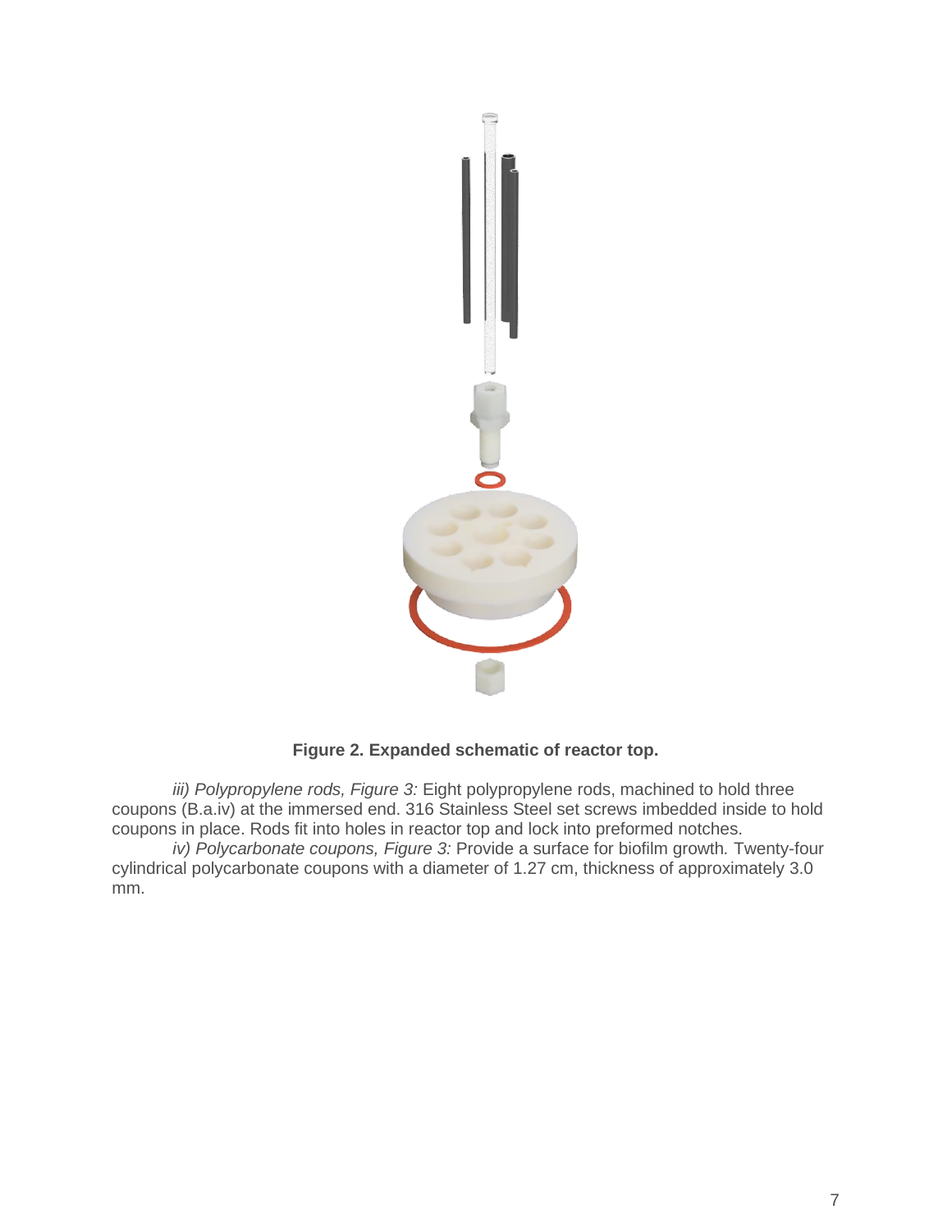**Figure 2. Expanded schematic of reactor top.**

*iii) Polypropylene rods, Figure 3:* Eight polypropylene rods, machined to hold three coupons (B.a.iv) at the immersed end. 316 Stainless Steel set screws imbedded inside to hold coupons in place. Rods fit into holes in reactor top and lock into preformed notches.

*iv) Polycarbonate coupons, Figure 3:* Provide a surface for biofilm growth. Twenty-four cylindrical polycarbonate coupons with a diameter of 1.27 cm, thickness of approximately 3.0 mm.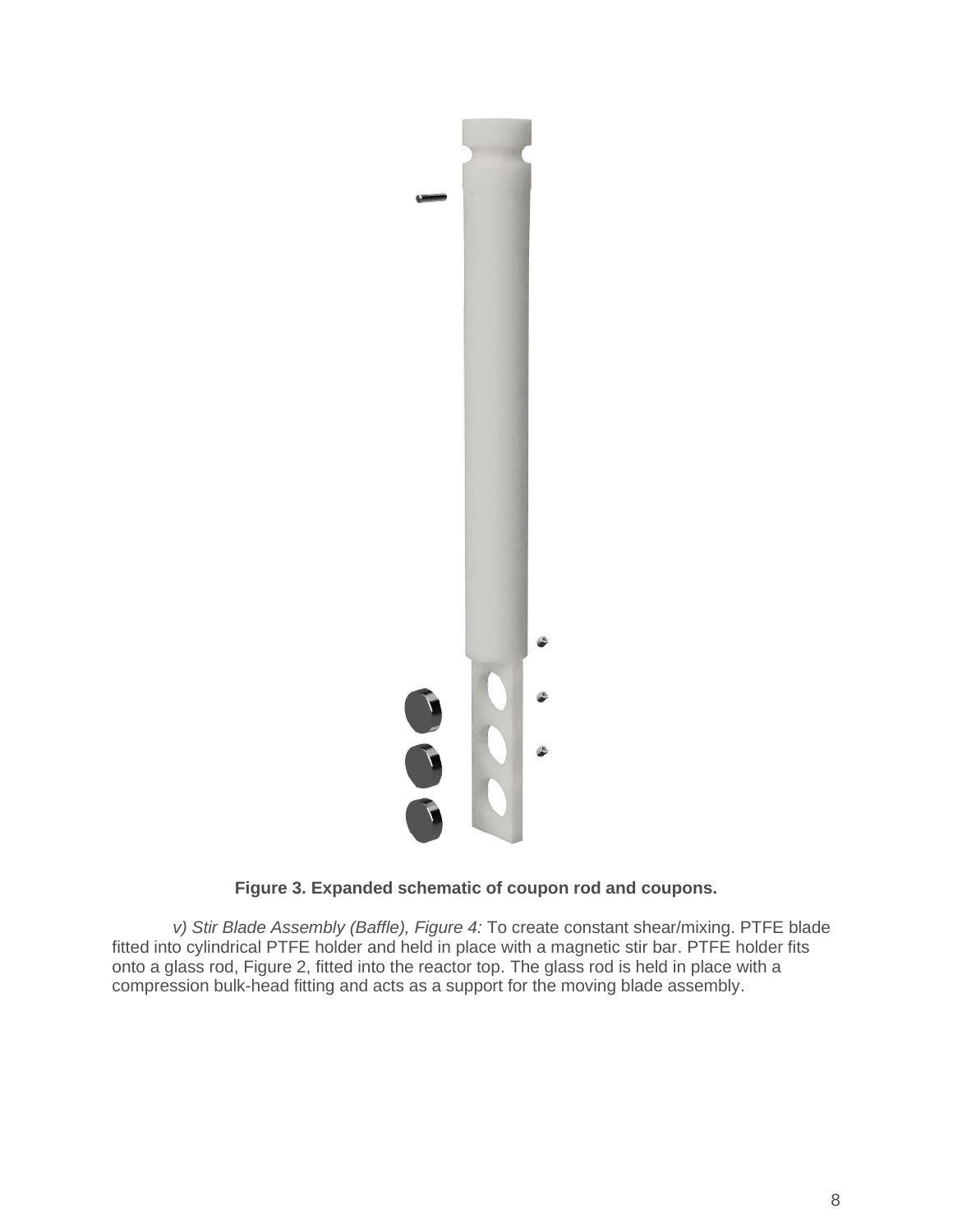**Figure 3. Expanded schematic of coupon rod and coupons.**

*v) Stir Blade Assembly (Baffle), Figure 4:* To create constant shear/mixing. PTFE blade fitted into cylindrical PTFE holder and held in place with a magnetic stir bar. PTFE holder fits onto a glass rod, Figure 2, fitted into the reactor top. The glass rod is held in place with a compression bulk-head fitting and acts as a support for the moving blade assembly.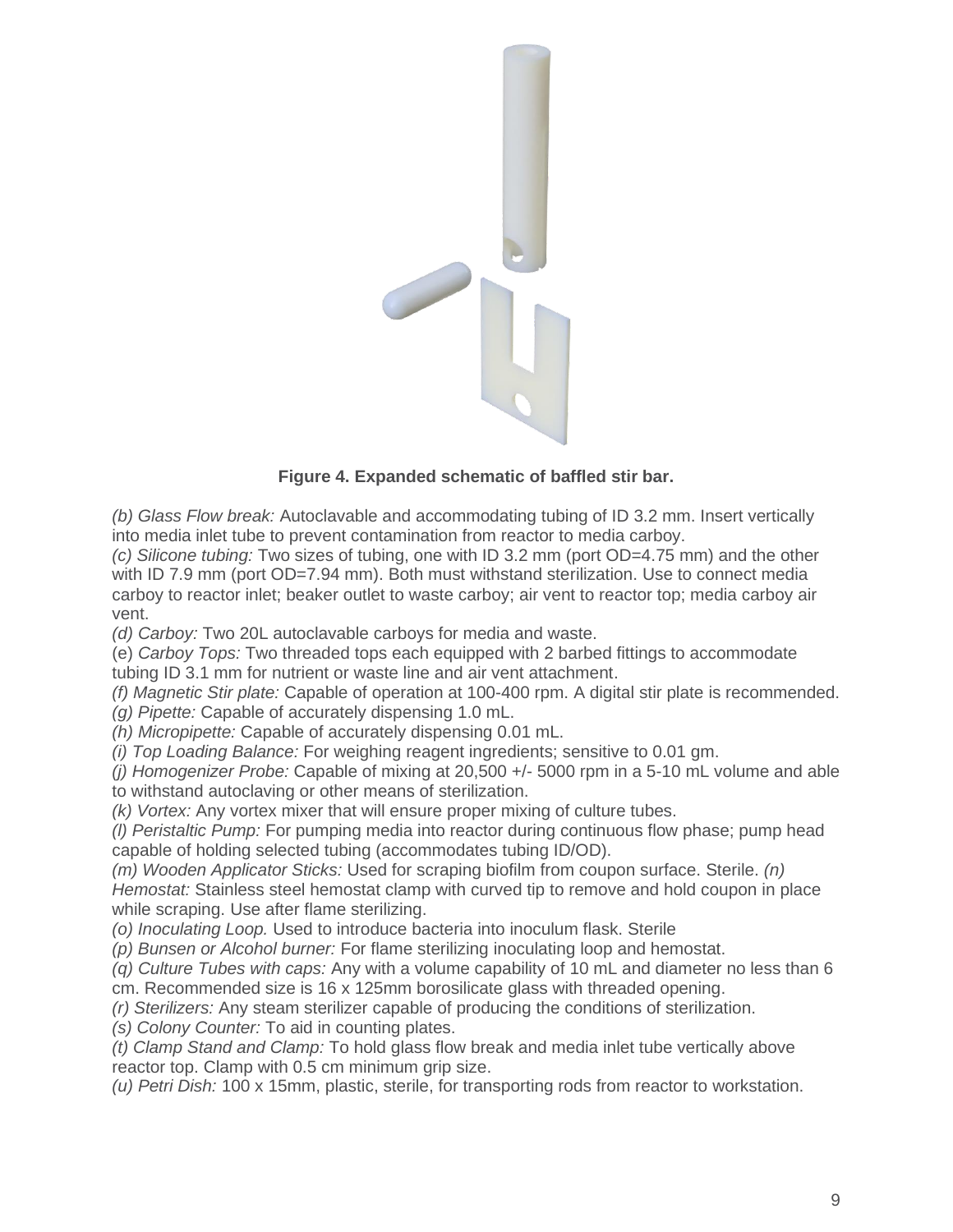**Figure 4. Expanded schematic of baffled stir bar.**

*(b) Glass Flow break:* Autoclavable and accommodating tubing of ID 3.2 mm. Insert vertically into media inlet tube to prevent contamination from reactor to media carboy.
*(c) Silicone tubing:* Two sizes of tubing, one with ID 3.2 mm (port OD=4.75 mm) and the other with ID 7.9 mm (port OD=7.94 mm). Both must withstand sterilization. Use to connect media carboy to reactor inlet; beaker outlet to waste carboy; air vent to reactor top; media carboy air vent.
*(d) Carboy:* Two 20L autoclavable carboys for media and waste.
(e) *Carboy Tops:* Two threaded tops each equipped with 2 barbed fittings to accommodate tubing ID 3.1 mm for nutrient or waste line and air vent attachment.
*(f) Magnetic Stir plate:* Capable of operation at 100-400 rpm. A digital stir plate is recommended.
*(g) Pipette:* Capable of accurately dispensing 1.0 mL.
*(h) Micropipette:* Capable of accurately dispensing 0.01 mL.
*(i) Top Loading Balance:* For weighing reagent ingredients; sensitive to 0.01 gm.
*(j) Homogenizer Probe:* Capable of mixing at 20,500 +/- 5000 rpm in a 5-10 mL volume and able to withstand autoclaving or other means of sterilization.
*(k) Vortex:* Any vortex mixer that will ensure proper mixing of culture tubes.
*(l) Peristaltic Pump:* For pumping media into reactor during continuous flow phase; pump head capable of holding selected tubing (accommodates tubing ID/OD).
*(m) Wooden Applicator Sticks:* Used for scraping biofilm from coupon surface. Sterile. *(n) Hemostat:* Stainless steel hemostat clamp with curved tip to remove and hold coupon in place while scraping. Use after flame sterilizing.
*(o) Inoculating Loop.* Used to introduce bacteria into inoculum flask. Sterile
*(p) Bunsen or Alcohol burner:* For flame sterilizing inoculating loop and hemostat.
*(q) Culture Tubes with caps:* Any with a volume capability of 10 mL and diameter no less than 6 cm. Recommended size is 16 x 125mm borosilicate glass with threaded opening.
*(r) Sterilizers:* Any steam sterilizer capable of producing the conditions of sterilization.
*(s) Colony Counter:* To aid in counting plates.
*(t) Clamp Stand and Clamp:* To hold glass flow break and media inlet tube vertically above reactor top. Clamp with 0.5 cm minimum grip size.
*(u) Petri Dish:* 100 x 15mm, plastic, sterile, for transporting rods from reactor to workstation.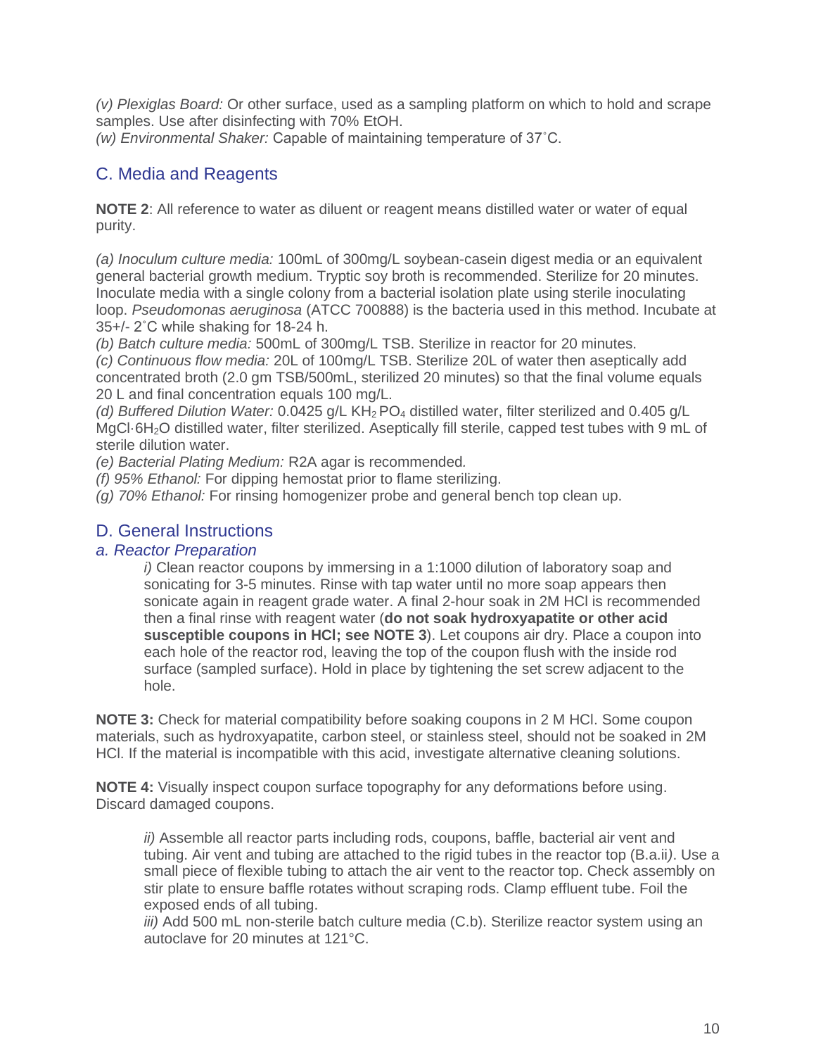*(v) Plexiglas Board:* Or other surface, used as a sampling platform on which to hold and scrape samples. Use after disinfecting with 70% EtOH.
*(w) Environmental Shaker:* Capable of maintaining temperature of 37˚C.

## C. Media and Reagents

**NOTE 2**: All reference to water as diluent or reagent means distilled water or water of equal purity.

*(a) Inoculum culture media:* 100mL of 300mg/L soybean-casein digest media or an equivalent general bacterial growth medium. Tryptic soy broth is recommended. Sterilize for 20 minutes. Inoculate media with a single colony from a bacterial isolation plate using sterile inoculating loop. *Pseudomonas aeruginosa* (ATCC 700888) is the bacteria used in this method. Incubate at 35+/- 2˚C while shaking for 18-24 h.
*(b) Batch culture media:* 500mL of 300mg/L TSB. Sterilize in reactor for 20 minutes.
*(c) Continuous flow media:* 20L of 100mg/L TSB. Sterilize 20L of water then aseptically add concentrated broth (2.0 gm TSB/500mL, sterilized 20 minutes) so that the final volume equals 20 L and final concentration equals 100 mg/L.
*(d) Buffered Dilution Water:* 0.0425 g/L $KH_2PO_4$ distilled water, filter sterilized and 0.405 g/L $MgCl \cdot 6H_2O$ distilled water, filter sterilized. Aseptically fill sterile, capped test tubes with 9 mL of sterile dilution water.
*(e) Bacterial Plating Medium:* R2A agar is recommended.
*(f) 95% Ethanol:* For dipping hemostat prior to flame sterilizing.
*(g) 70% Ethanol:* For rinsing homogenizer probe and general bench top clean up.

## D. General Instructions

### a. Reactor Preparation

*i)* Clean reactor coupons by immersing in a 1:1000 dilution of laboratory soap and sonicating for 3-5 minutes. Rinse with tap water until no more soap appears then sonicate again in reagent grade water. A final 2-hour soak in 2M HCl is recommended then a final rinse with reagent water (**do not soak hydroxyapatite or other acid susceptible coupons in HCl; see NOTE 3**). Let coupons air dry. Place a coupon into each hole of the reactor rod, leaving the top of the coupon flush with the inside rod surface (sampled surface). Hold in place by tightening the set screw adjacent to the hole.

**NOTE 3:** Check for material compatibility before soaking coupons in 2 M HCl. Some coupon materials, such as hydroxyapatite, carbon steel, or stainless steel, should not be soaked in 2M HCl. If the material is incompatible with this acid, investigate alternative cleaning solutions.

**NOTE 4:** Visually inspect coupon surface topography for any deformations before using. Discard damaged coupons.

*ii)* Assemble all reactor parts including rods, coupons, baffle, bacterial air vent and tubing. Air vent and tubing are attached to the rigid tubes in the reactor top (B.a.ii*)*. Use a small piece of flexible tubing to attach the air vent to the reactor top. Check assembly on stir plate to ensure baffle rotates without scraping rods. Clamp effluent tube. Foil the exposed ends of all tubing.
*iii)* Add 500 mL non-sterile batch culture media (C.b). Sterilize reactor system using an autoclave for 20 minutes at 121°C.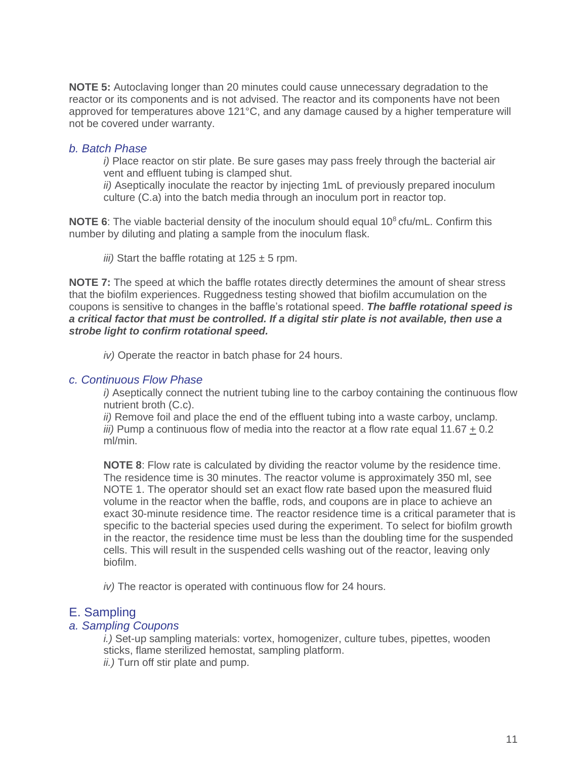**NOTE 5:** Autoclaving longer than 20 minutes could cause unnecessary degradation to the reactor or its components and is not advised. The reactor and its components have not been approved for temperatures above 121°C, and any damage caused by a higher temperature will not be covered under warranty.

### *b. Batch Phase*

*i)* Place reactor on stir plate. Be sure gases may pass freely through the bacterial air vent and effluent tubing is clamped shut.
*ii)* Aseptically inoculate the reactor by injecting 1mL of previously prepared inoculum culture (C.a) into the batch media through an inoculum port in reactor top.

**NOTE 6**: The viable bacterial density of the inoculum should equal $10^8$ cfu/mL. Confirm this number by diluting and plating a sample from the inoculum flask.

*iii)* Start the baffle rotating at 125 ± 5 rpm.

**NOTE 7:** The speed at which the baffle rotates directly determines the amount of shear stress that the biofilm experiences. Ruggedness testing showed that biofilm accumulation on the coupons is sensitive to changes in the baffle's rotational speed. ***The baffle rotational speed is a critical factor that must be controlled. If a digital stir plate is not available, then use a strobe light to confirm rotational speed.***

*iv)* Operate the reactor in batch phase for 24 hours.

### *c. Continuous Flow Phase*

*i)* Aseptically connect the nutrient tubing line to the carboy containing the continuous flow nutrient broth (C.c).
*ii)* Remove foil and place the end of the effluent tubing into a waste carboy, unclamp.
*iii)* Pump a continuous flow of media into the reactor at a flow rate equal 11.67 $\pm$ 0.2 ml/min.

**NOTE 8**: Flow rate is calculated by dividing the reactor volume by the residence time. The residence time is 30 minutes. The reactor volume is approximately 350 ml, see NOTE 1. The operator should set an exact flow rate based upon the measured fluid volume in the reactor when the baffle, rods, and coupons are in place to achieve an exact 30-minute residence time. The reactor residence time is a critical parameter that is specific to the bacterial species used during the experiment. To select for biofilm growth in the reactor, the residence time must be less than the doubling time for the suspended cells. This will result in the suspended cells washing out of the reactor, leaving only biofilm.

*iv)* The reactor is operated with continuous flow for 24 hours.

## E. Sampling

### *a. Sampling Coupons*

*i.)* Set-up sampling materials: vortex, homogenizer, culture tubes, pipettes, wooden sticks, flame sterilized hemostat, sampling platform.
*ii.)* Turn off stir plate and pump.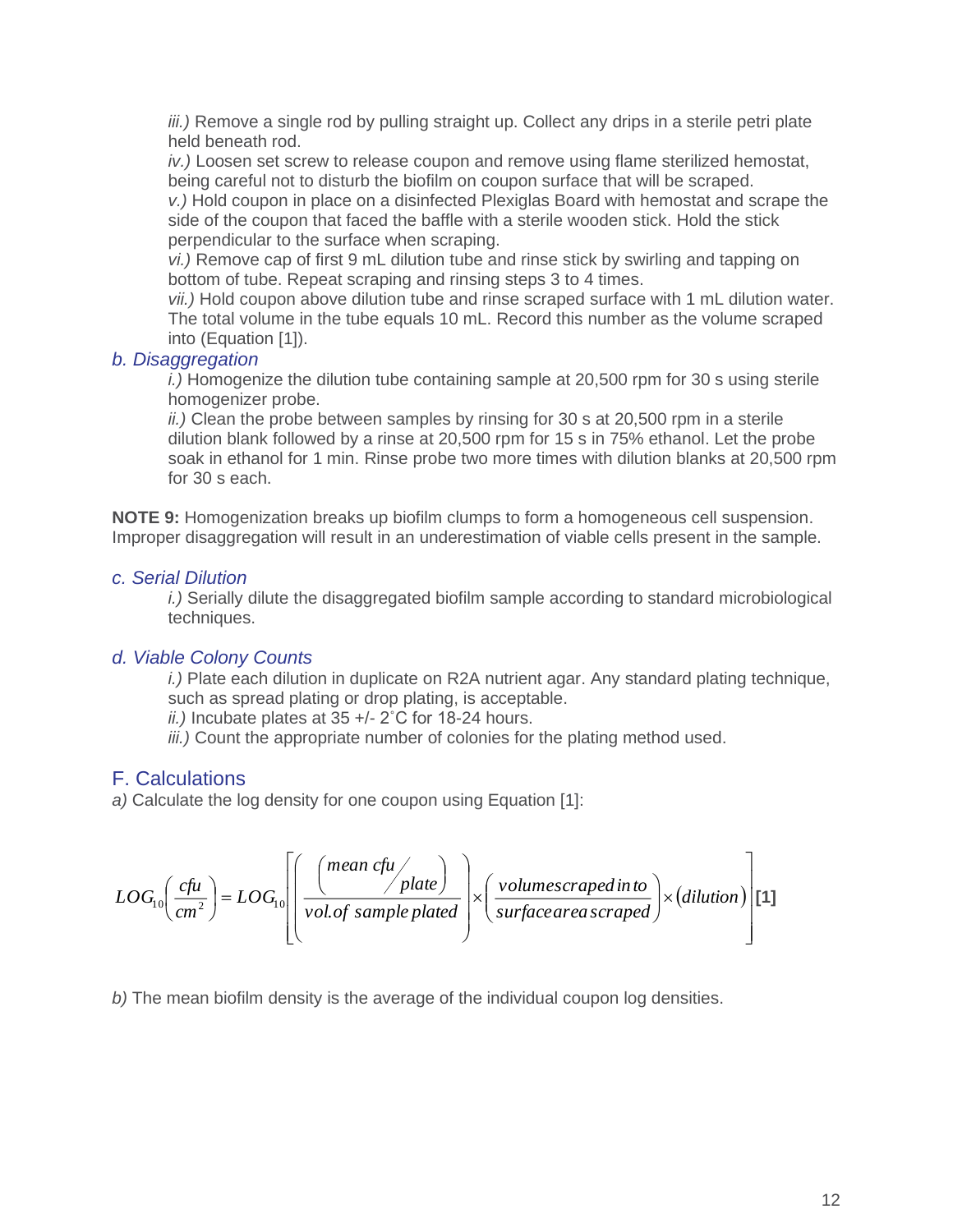*iii.)* Remove a single rod by pulling straight up. Collect any drips in a sterile petri plate held beneath rod.
*iv.)* Loosen set screw to release coupon and remove using flame sterilized hemostat, being careful not to disturb the biofilm on coupon surface that will be scraped.
*v.)* Hold coupon in place on a disinfected Plexiglas Board with hemostat and scrape the side of the coupon that faced the baffle with a sterile wooden stick. Hold the stick perpendicular to the surface when scraping.
*vi.)* Remove cap of first 9 mL dilution tube and rinse stick by swirling and tapping on bottom of tube. Repeat scraping and rinsing steps 3 to 4 times.
*vii.)* Hold coupon above dilution tube and rinse scraped surface with 1 mL dilution water. The total volume in the tube equals 10 mL. Record this number as the volume scraped into (Equation [1]).

### *b. Disaggregation*

*i.)* Homogenize the dilution tube containing sample at 20,500 rpm for 30 s using sterile homogenizer probe.
*ii.)* Clean the probe between samples by rinsing for 30 s at 20,500 rpm in a sterile dilution blank followed by a rinse at 20,500 rpm for 15 s in 75% ethanol. Let the probe soak in ethanol for 1 min. Rinse probe two more times with dilution blanks at 20,500 rpm for 30 s each.

**NOTE 9:** Homogenization breaks up biofilm clumps to form a homogeneous cell suspension. Improper disaggregation will result in an underestimation of viable cells present in the sample.

### *c. Serial Dilution*

*i.)* Serially dilute the disaggregated biofilm sample according to standard microbiological techniques.

### *d. Viable Colony Counts*

*i.)* Plate each dilution in duplicate on R2A nutrient agar. Any standard plating technique, such as spread plating or drop plating, is acceptable.
*ii.)* Incubate plates at 35 +/- 2˚C for 18-24 hours.
*iii.)* Count the appropriate number of colonies for the plating method used.

## F. Calculations

*a)* Calculate the log density for one coupon using Equation [1]:

$$LOG_{10}\left(\frac{cfu}{cm^2}\right) = LOG_{10}\left[\left(\frac{\left(\frac{mean\ cfu}{plate}\right)}{vol.of\ sample\ plated}\right) \times \left(\frac{volume\ scraped\ in\ to}{surface\ area\ scraped}\right) \times (dilution)\right] \quad \textbf{[1]}$$

*b)* The mean biofilm density is the average of the individual coupon log densities.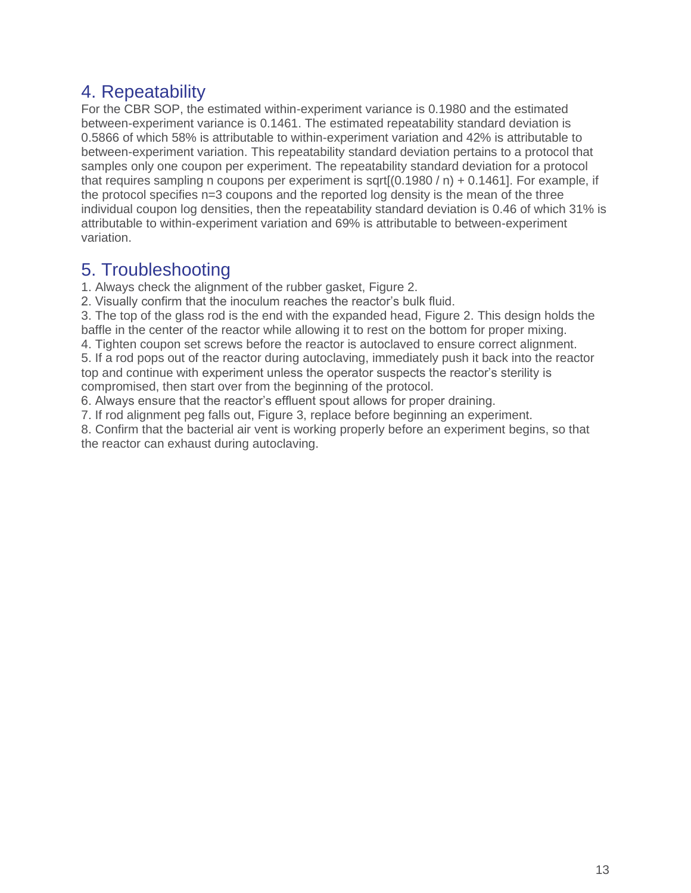## 4. Repeatability

For the CBR SOP, the estimated within-experiment variance is 0.1980 and the estimated between-experiment variance is 0.1461. The estimated repeatability standard deviation is 0.5866 of which 58% is attributable to within-experiment variation and 42% is attributable to between-experiment variation. This repeatability standard deviation pertains to a protocol that samples only one coupon per experiment. The repeatability standard deviation for a protocol that requires sampling n coupons per experiment is sqrt[(0.1980 / n) + 0.1461]. For example, if the protocol specifies n=3 coupons and the reported log density is the mean of the three individual coupon log densities, then the repeatability standard deviation is 0.46 of which 31% is attributable to within-experiment variation and 69% is attributable to between-experiment variation.

## 5. Troubleshooting

1. Always check the alignment of the rubber gasket, Figure 2.
2. Visually confirm that the inoculum reaches the reactor's bulk fluid.
3. The top of the glass rod is the end with the expanded head, Figure 2. This design holds the baffle in the center of the reactor while allowing it to rest on the bottom for proper mixing.
4. Tighten coupon set screws before the reactor is autoclaved to ensure correct alignment.
5. If a rod pops out of the reactor during autoclaving, immediately push it back into the reactor top and continue with experiment unless the operator suspects the reactor's sterility is compromised, then start over from the beginning of the protocol.
6. Always ensure that the reactor's effluent spout allows for proper draining.
7. If rod alignment peg falls out, Figure 3, replace before beginning an experiment.
8. Confirm that the bacterial air vent is working properly before an experiment begins, so that the reactor can exhaust during autoclaving.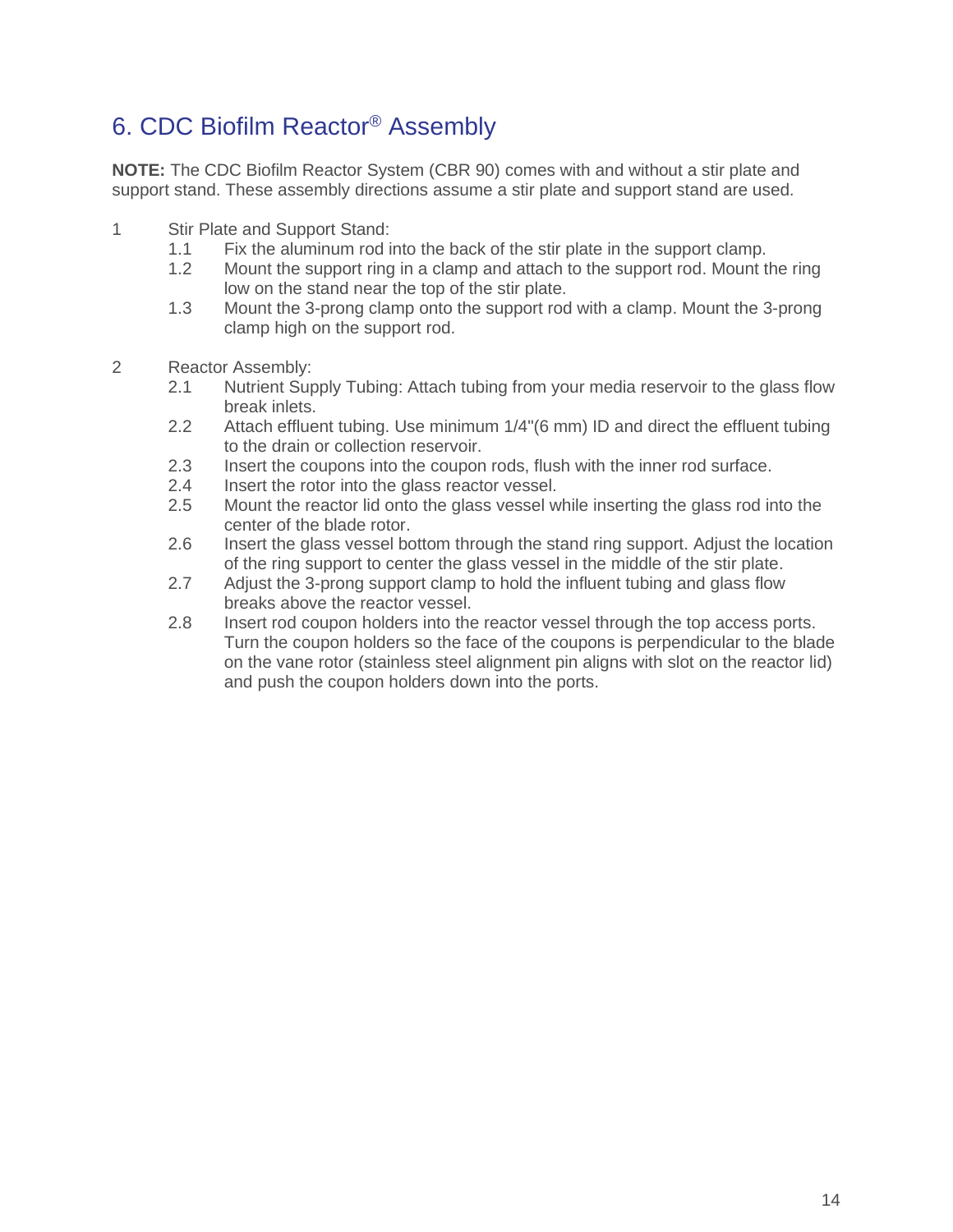# 6. CDC Biofilm Reactor® Assembly

**NOTE:** The CDC Biofilm Reactor System (CBR 90) comes with and without a stir plate and support stand. These assembly directions assume a stir plate and support stand are used.

1 Stir Plate and Support Stand:

- 1.1 Fix the aluminum rod into the back of the stir plate in the support clamp.
- 1.2 Mount the support ring in a clamp and attach to the support rod. Mount the ring low on the stand near the top of the stir plate.
- 1.3 Mount the 3-prong clamp onto the support rod with a clamp. Mount the 3-prong clamp high on the support rod.

2 Reactor Assembly:

- 2.1 Nutrient Supply Tubing: Attach tubing from your media reservoir to the glass flow break inlets.
- 2.2 Attach effluent tubing. Use minimum 1/4"(6 mm) ID and direct the effluent tubing to the drain or collection reservoir.
- 2.3 Insert the coupons into the coupon rods, flush with the inner rod surface.
- 2.4 Insert the rotor into the glass reactor vessel.
- 2.5 Mount the reactor lid onto the glass vessel while inserting the glass rod into the center of the blade rotor.
- 2.6 Insert the glass vessel bottom through the stand ring support. Adjust the location of the ring support to center the glass vessel in the middle of the stir plate.
- 2.7 Adjust the 3-prong support clamp to hold the influent tubing and glass flow breaks above the reactor vessel.
- 2.8 Insert rod coupon holders into the reactor vessel through the top access ports. Turn the coupon holders so the face of the coupons is perpendicular to the blade on the vane rotor (stainless steel alignment pin aligns with slot on the reactor lid) and push the coupon holders down into the ports.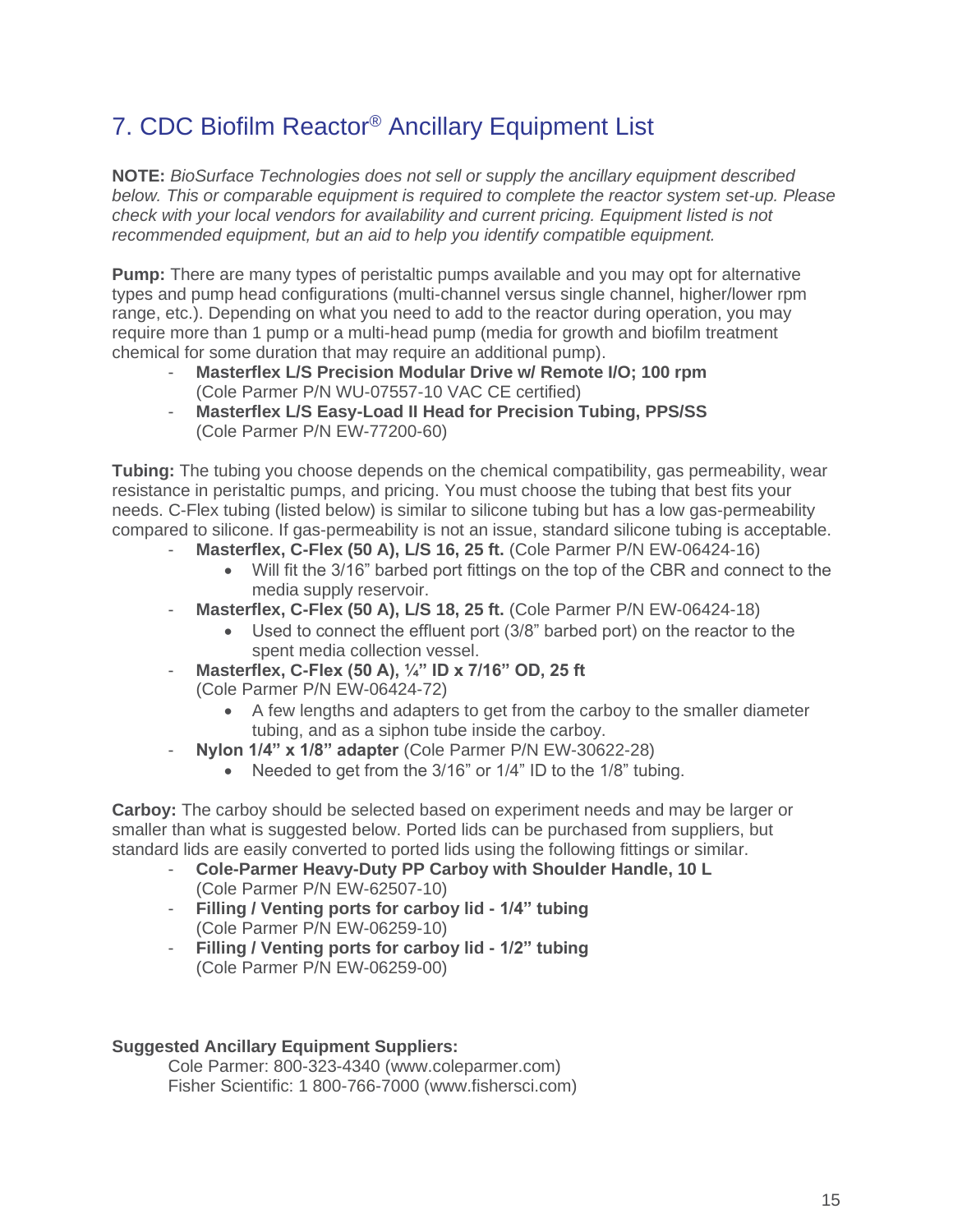# 7. CDC Biofilm Reactor® Ancillary Equipment List

**NOTE:** *BioSurface Technologies does not sell or supply the ancillary equipment described below. This or comparable equipment is required to complete the reactor system set-up. Please check with your local vendors for availability and current pricing. Equipment listed is not recommended equipment, but an aid to help you identify compatible equipment.*

**Pump:** There are many types of peristaltic pumps available and you may opt for alternative types and pump head configurations (multi-channel versus single channel, higher/lower rpm range, etc.). Depending on what you need to add to the reactor during operation, you may require more than 1 pump or a multi-head pump (media for growth and biofilm treatment chemical for some duration that may require an additional pump).

- **Masterflex L/S Precision Modular Drive w/ Remote I/O; 100 rpm** (Cole Parmer P/N WU-07557-10 VAC CE certified)
- **Masterflex L/S Easy-Load II Head for Precision Tubing, PPS/SS** (Cole Parmer P/N EW-77200-60)

**Tubing:** The tubing you choose depends on the chemical compatibility, gas permeability, wear resistance in peristaltic pumps, and pricing. You must choose the tubing that best fits your needs. C-Flex tubing (listed below) is similar to silicone tubing but has a low gas-permeability compared to silicone. If gas-permeability is not an issue, standard silicone tubing is acceptable.

- **Masterflex, C-Flex (50 A), L/S 16, 25 ft.** (Cole Parmer P/N EW-06424-16)
  - Will fit the 3/16" barbed port fittings on the top of the CBR and connect to the media supply reservoir.
- **Masterflex, C-Flex (50 A), L/S 18, 25 ft.** (Cole Parmer P/N EW-06424-18)
  - Used to connect the effluent port (3/8" barbed port) on the reactor to the spent media collection vessel.
- **Masterflex, C-Flex (50 A), ¼" ID x 7/16" OD, 25 ft** (Cole Parmer P/N EW-06424-72)
  - A few lengths and adapters to get from the carboy to the smaller diameter tubing, and as a siphon tube inside the carboy.
- **Nylon 1/4" x 1/8" adapter** (Cole Parmer P/N EW-30622-28)
  - Needed to get from the 3/16" or 1/4" ID to the 1/8" tubing.

**Carboy:** The carboy should be selected based on experiment needs and may be larger or smaller than what is suggested below. Ported lids can be purchased from suppliers, but standard lids are easily converted to ported lids using the following fittings or similar.

- **Cole-Parmer Heavy-Duty PP Carboy with Shoulder Handle, 10 L** (Cole Parmer P/N EW-62507-10)
- **Filling / Venting ports for carboy lid - 1/4" tubing** (Cole Parmer P/N EW-06259-10)
- **Filling / Venting ports for carboy lid - 1/2" tubing** (Cole Parmer P/N EW-06259-00)

**Suggested Ancillary Equipment Suppliers:**

Cole Parmer: 800-323-4340 (www.coleparmer.com)
Fisher Scientific: 1 800-766-7000 (www.fishersci.com)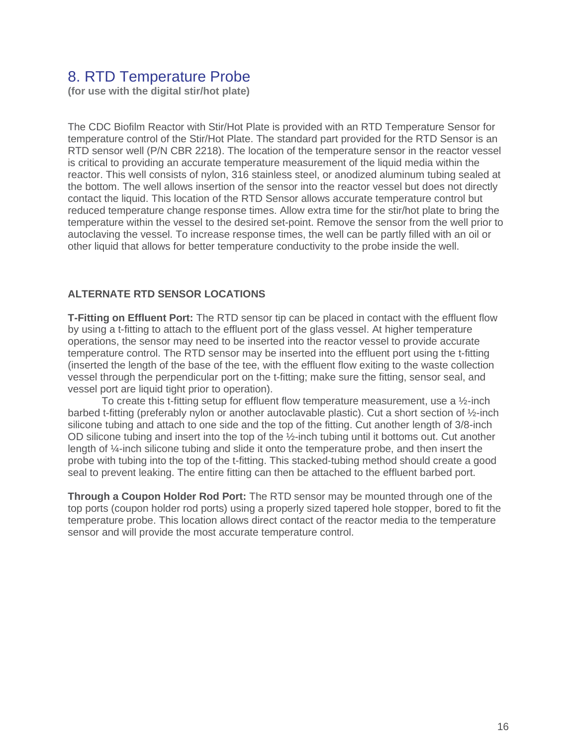## 8. RTD Temperature Probe

**(for use with the digital stir/hot plate)**

The CDC Biofilm Reactor with Stir/Hot Plate is provided with an RTD Temperature Sensor for temperature control of the Stir/Hot Plate. The standard part provided for the RTD Sensor is an RTD sensor well (P/N CBR 2218). The location of the temperature sensor in the reactor vessel is critical to providing an accurate temperature measurement of the liquid media within the reactor. This well consists of nylon, 316 stainless steel, or anodized aluminum tubing sealed at the bottom. The well allows insertion of the sensor into the reactor vessel but does not directly contact the liquid. This location of the RTD Sensor allows accurate temperature control but reduced temperature change response times. Allow extra time for the stir/hot plate to bring the temperature within the vessel to the desired set-point. Remove the sensor from the well prior to autoclaving the vessel. To increase response times, the well can be partly filled with an oil or other liquid that allows for better temperature conductivity to the probe inside the well.

**ALTERNATE RTD SENSOR LOCATIONS**

**T-Fitting on Effluent Port:** The RTD sensor tip can be placed in contact with the effluent flow by using a t-fitting to attach to the effluent port of the glass vessel. At higher temperature operations, the sensor may need to be inserted into the reactor vessel to provide accurate temperature control. The RTD sensor may be inserted into the effluent port using the t-fitting (inserted the length of the base of the tee, with the effluent flow exiting to the waste collection vessel through the perpendicular port on the t-fitting; make sure the fitting, sensor seal, and vessel port are liquid tight prior to operation).

To create this t-fitting setup for effluent flow temperature measurement, use a ½-inch barbed t-fitting (preferably nylon or another autoclavable plastic). Cut a short section of ½-inch silicone tubing and attach to one side and the top of the fitting. Cut another length of 3/8-inch OD silicone tubing and insert into the top of the ½-inch tubing until it bottoms out. Cut another length of ¼-inch silicone tubing and slide it onto the temperature probe, and then insert the probe with tubing into the top of the t-fitting. This stacked-tubing method should create a good seal to prevent leaking. The entire fitting can then be attached to the effluent barbed port.

**Through a Coupon Holder Rod Port:** The RTD sensor may be mounted through one of the top ports (coupon holder rod ports) using a properly sized tapered hole stopper, bored to fit the temperature probe. This location allows direct contact of the reactor media to the temperature sensor and will provide the most accurate temperature control.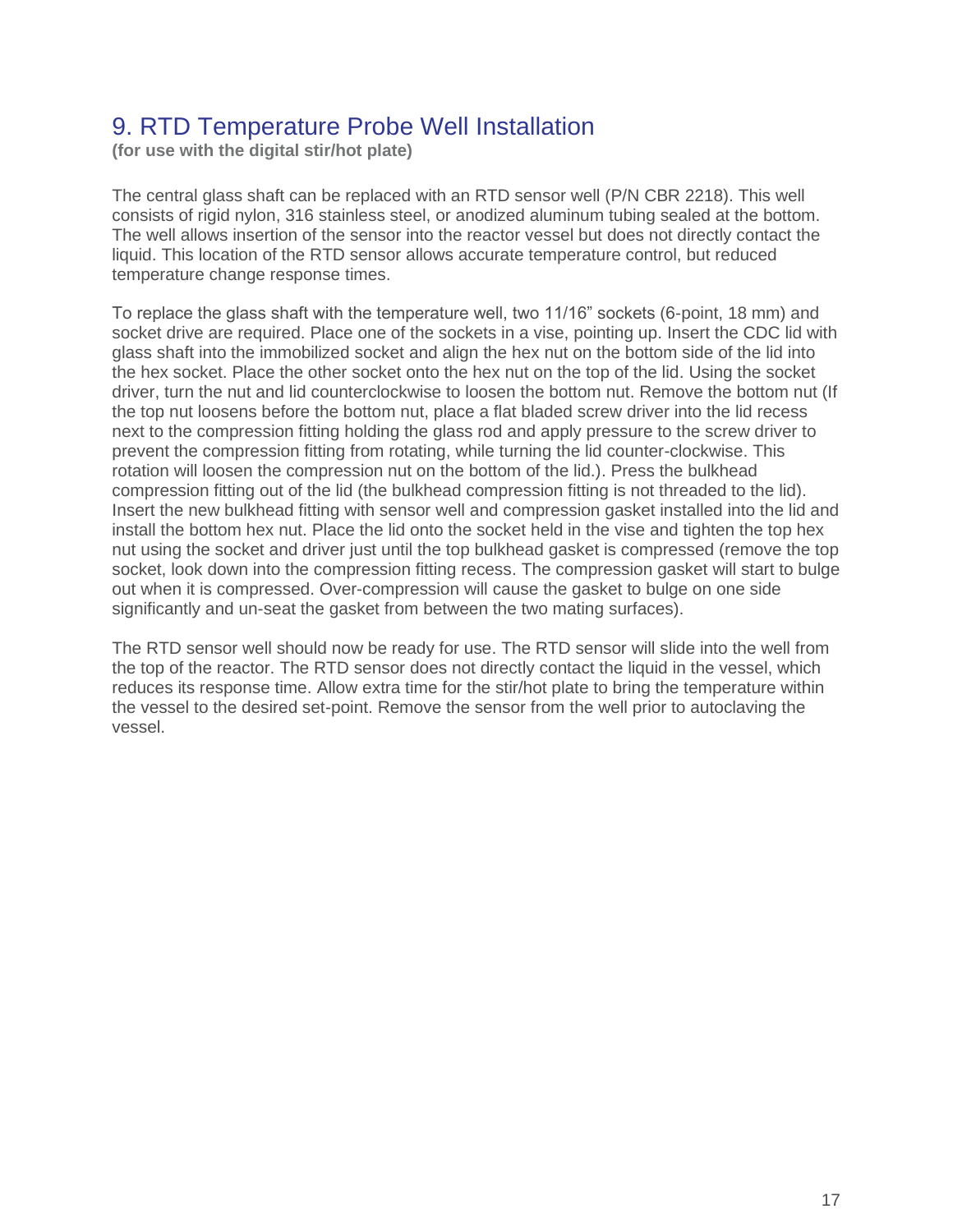## 9. RTD Temperature Probe Well Installation

**(for use with the digital stir/hot plate)**

The central glass shaft can be replaced with an RTD sensor well (P/N CBR 2218). This well consists of rigid nylon, 316 stainless steel, or anodized aluminum tubing sealed at the bottom. The well allows insertion of the sensor into the reactor vessel but does not directly contact the liquid. This location of the RTD sensor allows accurate temperature control, but reduced temperature change response times.

To replace the glass shaft with the temperature well, two 11/16" sockets (6-point, 18 mm) and socket drive are required. Place one of the sockets in a vise, pointing up. Insert the CDC lid with glass shaft into the immobilized socket and align the hex nut on the bottom side of the lid into the hex socket. Place the other socket onto the hex nut on the top of the lid. Using the socket driver, turn the nut and lid counterclockwise to loosen the bottom nut. Remove the bottom nut (If the top nut loosens before the bottom nut, place a flat bladed screw driver into the lid recess next to the compression fitting holding the glass rod and apply pressure to the screw driver to prevent the compression fitting from rotating, while turning the lid counter-clockwise. This rotation will loosen the compression nut on the bottom of the lid.). Press the bulkhead compression fitting out of the lid (the bulkhead compression fitting is not threaded to the lid). Insert the new bulkhead fitting with sensor well and compression gasket installed into the lid and install the bottom hex nut. Place the lid onto the socket held in the vise and tighten the top hex nut using the socket and driver just until the top bulkhead gasket is compressed (remove the top socket, look down into the compression fitting recess. The compression gasket will start to bulge out when it is compressed. Over-compression will cause the gasket to bulge on one side significantly and un-seat the gasket from between the two mating surfaces).

The RTD sensor well should now be ready for use. The RTD sensor will slide into the well from the top of the reactor. The RTD sensor does not directly contact the liquid in the vessel, which reduces its response time. Allow extra time for the stir/hot plate to bring the temperature within the vessel to the desired set-point. Remove the sensor from the well prior to autoclaving the vessel.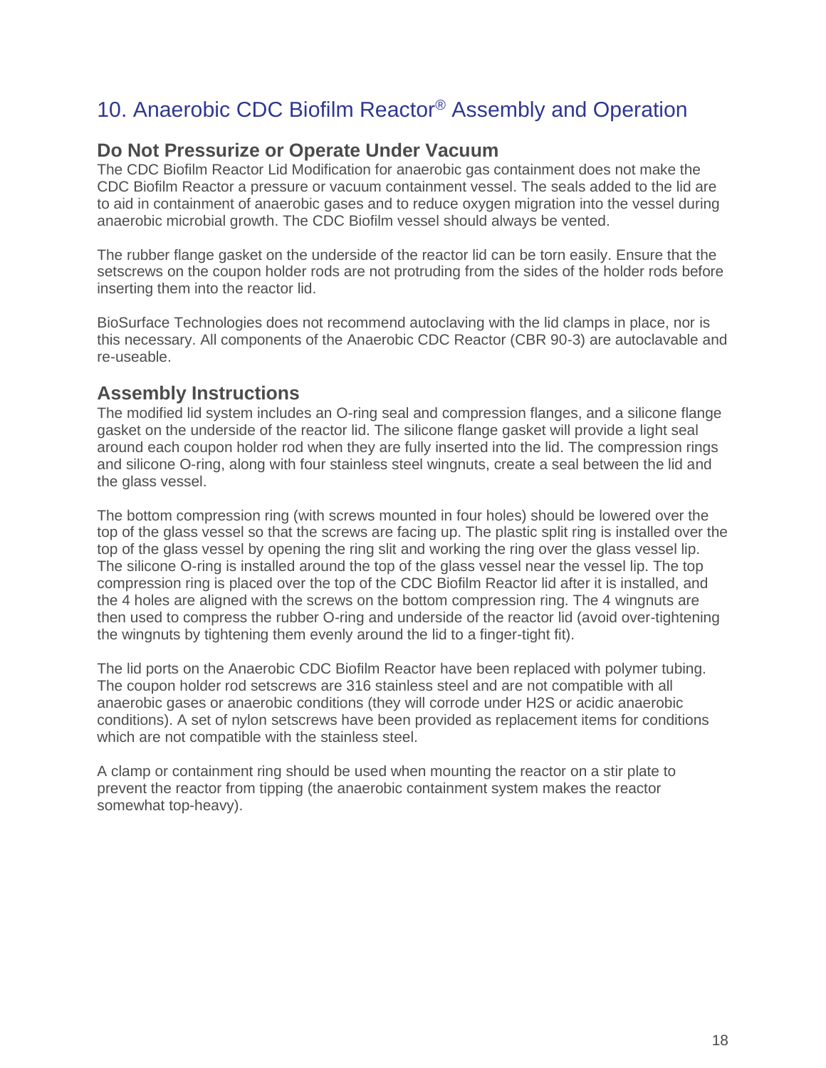# 10. Anaerobic CDC Biofilm Reactor® Assembly and Operation

## Do Not Pressurize or Operate Under Vacuum

The CDC Biofilm Reactor Lid Modification for anaerobic gas containment does not make the CDC Biofilm Reactor a pressure or vacuum containment vessel. The seals added to the lid are to aid in containment of anaerobic gases and to reduce oxygen migration into the vessel during anaerobic microbial growth. The CDC Biofilm vessel should always be vented.

The rubber flange gasket on the underside of the reactor lid can be torn easily. Ensure that the setscrews on the coupon holder rods are not protruding from the sides of the holder rods before inserting them into the reactor lid.

BioSurface Technologies does not recommend autoclaving with the lid clamps in place, nor is this necessary. All components of the Anaerobic CDC Reactor (CBR 90-3) are autoclavable and re-useable.

## Assembly Instructions

The modified lid system includes an O-ring seal and compression flanges, and a silicone flange gasket on the underside of the reactor lid. The silicone flange gasket will provide a light seal around each coupon holder rod when they are fully inserted into the lid. The compression rings and silicone O-ring, along with four stainless steel wingnuts, create a seal between the lid and the glass vessel.

The bottom compression ring (with screws mounted in four holes) should be lowered over the top of the glass vessel so that the screws are facing up. The plastic split ring is installed over the top of the glass vessel by opening the ring slit and working the ring over the glass vessel lip. The silicone O-ring is installed around the top of the glass vessel near the vessel lip. The top compression ring is placed over the top of the CDC Biofilm Reactor lid after it is installed, and the 4 holes are aligned with the screws on the bottom compression ring. The 4 wingnuts are then used to compress the rubber O-ring and underside of the reactor lid (avoid over-tightening the wingnuts by tightening them evenly around the lid to a finger-tight fit).

The lid ports on the Anaerobic CDC Biofilm Reactor have been replaced with polymer tubing. The coupon holder rod setscrews are 316 stainless steel and are not compatible with all anaerobic gases or anaerobic conditions (they will corrode under $H_2S$ or acidic anaerobic conditions). A set of nylon setscrews have been provided as replacement items for conditions which are not compatible with the stainless steel.

A clamp or containment ring should be used when mounting the reactor on a stir plate to prevent the reactor from tipping (the anaerobic containment system makes the reactor somewhat top-heavy).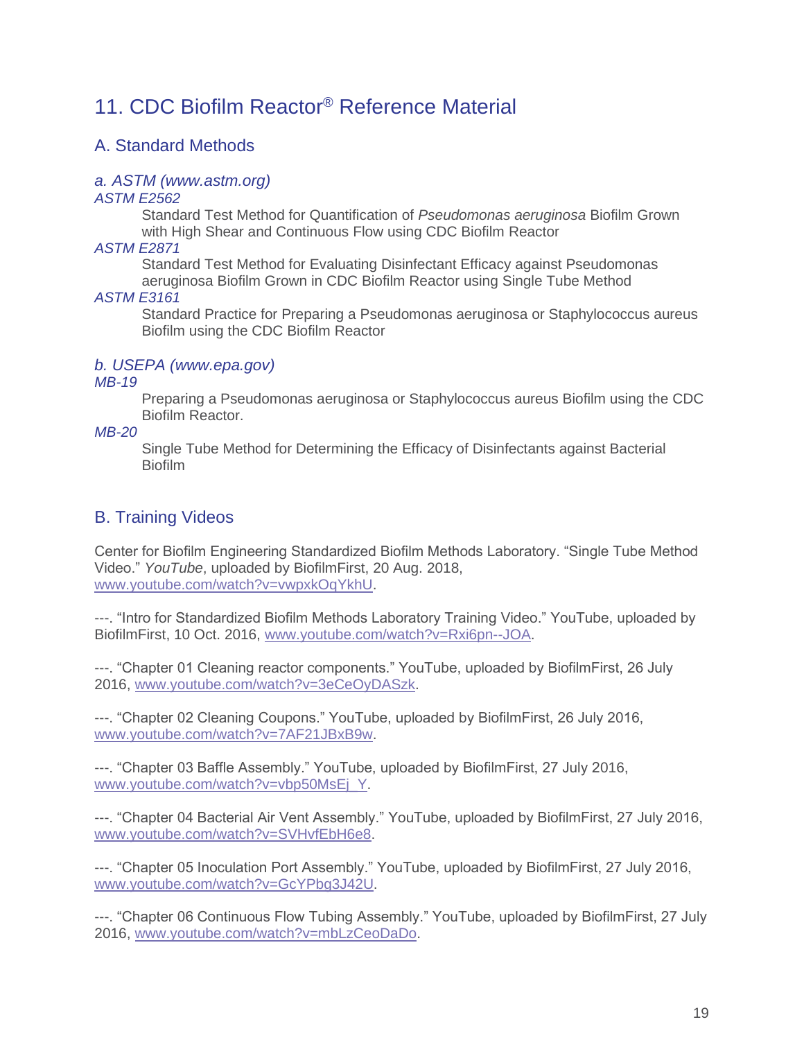# 11. CDC Biofilm Reactor® Reference Material

## A. Standard Methods

### *a. ASTM (www.astm.org)*

*ASTM E2562*

Standard Test Method for Quantification of *Pseudomonas aeruginosa* Biofilm Grown with High Shear and Continuous Flow using CDC Biofilm Reactor

*ASTM E2871*

Standard Test Method for Evaluating Disinfectant Efficacy against Pseudomonas aeruginosa Biofilm Grown in CDC Biofilm Reactor using Single Tube Method

*ASTM E3161*

Standard Practice for Preparing a Pseudomonas aeruginosa or Staphylococcus aureus Biofilm using the CDC Biofilm Reactor

### *b. USEPA (www.epa.gov)*

*MB-19*

Preparing a Pseudomonas aeruginosa or Staphylococcus aureus Biofilm using the CDC Biofilm Reactor.

*MB-20*

Single Tube Method for Determining the Efficacy of Disinfectants against Bacterial Biofilm

## B. Training Videos

Center for Biofilm Engineering Standardized Biofilm Methods Laboratory. “Single Tube Method Video.” *YouTube*, uploaded by BiofilmFirst, 20 Aug. 2018, www.youtube.com/watch?v=vwpxkOqYkhU.

---. “Intro for Standardized Biofilm Methods Laboratory Training Video.” YouTube, uploaded by BiofilmFirst, 10 Oct. 2016, www.youtube.com/watch?v=Rxi6pn--JOA.

---. “Chapter 01 Cleaning reactor components.” YouTube, uploaded by BiofilmFirst, 26 July 2016, www.youtube.com/watch?v=3eCeOyDASzk.

---. “Chapter 02 Cleaning Coupons.” YouTube, uploaded by BiofilmFirst, 26 July 2016, www.youtube.com/watch?v=7AF21JBxB9w.

---. “Chapter 03 Baffle Assembly.” YouTube, uploaded by BiofilmFirst, 27 July 2016, www.youtube.com/watch?v=vbp50MsEj_Y.

---. “Chapter 04 Bacterial Air Vent Assembly.” YouTube, uploaded by BiofilmFirst, 27 July 2016, www.youtube.com/watch?v=SVHvfEbH6e8.

---. “Chapter 05 Inoculation Port Assembly.” YouTube, uploaded by BiofilmFirst, 27 July 2016, www.youtube.com/watch?v=GcYPbq3J42U.

---. “Chapter 06 Continuous Flow Tubing Assembly.” YouTube, uploaded by BiofilmFirst, 27 July 2016, www.youtube.com/watch?v=mbLzCeoDaDo.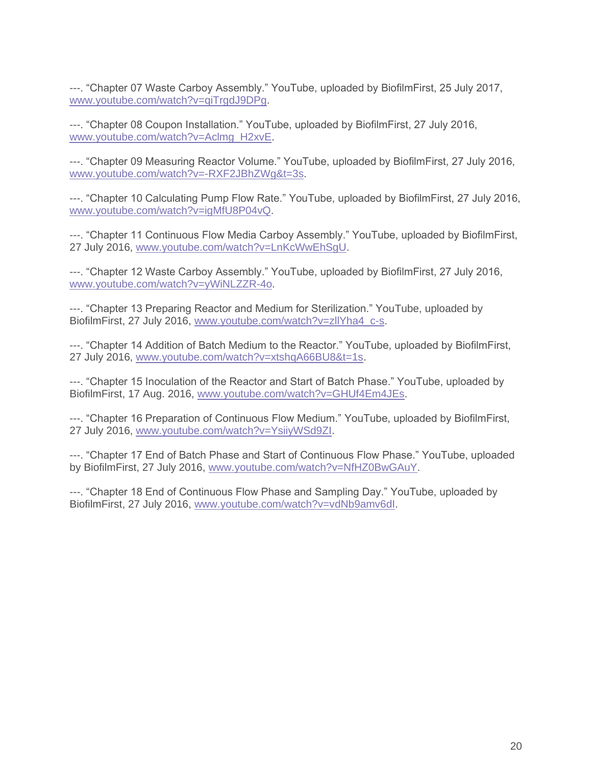---. “Chapter 07 Waste Carboy Assembly.” YouTube, uploaded by BiofilmFirst, 25 July 2017, www.youtube.com/watch?v=qiTrgdJ9DPg.

---. “Chapter 08 Coupon Installation.” YouTube, uploaded by BiofilmFirst, 27 July 2016, www.youtube.com/watch?v=Aclmg_H2xvE.

---. “Chapter 09 Measuring Reactor Volume.” YouTube, uploaded by BiofilmFirst, 27 July 2016, www.youtube.com/watch?v=-RXF2JBhZWg&t=3s.

---. “Chapter 10 Calculating Pump Flow Rate.” YouTube, uploaded by BiofilmFirst, 27 July 2016, www.youtube.com/watch?v=igMfU8P04vQ.

---. “Chapter 11 Continuous Flow Media Carboy Assembly.” YouTube, uploaded by BiofilmFirst, 27 July 2016, www.youtube.com/watch?v=LnKcWwEhSgU.

---. “Chapter 12 Waste Carboy Assembly.” YouTube, uploaded by BiofilmFirst, 27 July 2016, www.youtube.com/watch?v=yWiNLZZR-4o.

---. “Chapter 13 Preparing Reactor and Medium for Sterilization.” YouTube, uploaded by BiofilmFirst, 27 July 2016, www.youtube.com/watch?v=zllYha4_c-s.

---. “Chapter 14 Addition of Batch Medium to the Reactor.” YouTube, uploaded by BiofilmFirst, 27 July 2016, www.youtube.com/watch?v=xtshqA66BU8&t=1s.

---. “Chapter 15 Inoculation of the Reactor and Start of Batch Phase.” YouTube, uploaded by BiofilmFirst, 17 Aug. 2016, www.youtube.com/watch?v=GHUf4Em4JEs.

---. “Chapter 16 Preparation of Continuous Flow Medium.” YouTube, uploaded by BiofilmFirst, 27 July 2016, www.youtube.com/watch?v=YsiiyWSd9ZI.

---. “Chapter 17 End of Batch Phase and Start of Continuous Flow Phase.” YouTube, uploaded by BiofilmFirst, 27 July 2016, www.youtube.com/watch?v=NfHZ0BwGAuY.

---. “Chapter 18 End of Continuous Flow Phase and Sampling Day.” YouTube, uploaded by BiofilmFirst, 27 July 2016, www.youtube.com/watch?v=vdNb9amv6dI.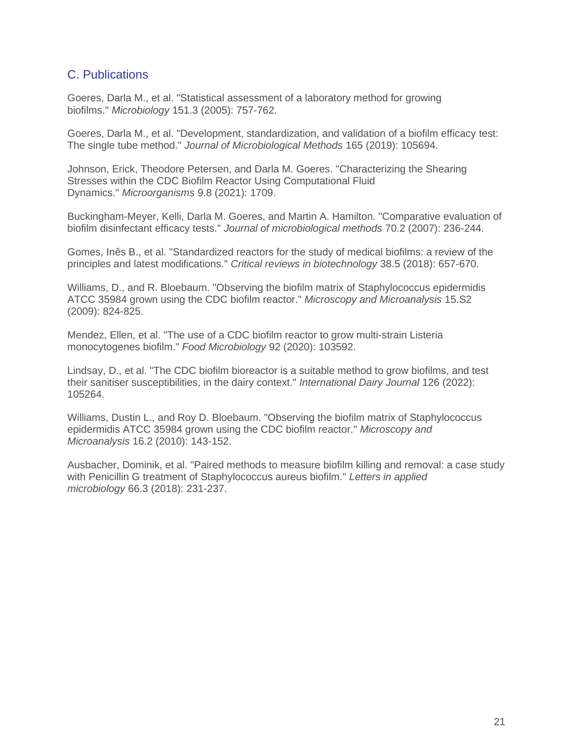## C. Publications

Goeres, Darla M., et al. "Statistical assessment of a laboratory method for growing biofilms." *Microbiology* 151.3 (2005): 757-762.

Goeres, Darla M., et al. "Development, standardization, and validation of a biofilm efficacy test: The single tube method." *Journal of Microbiological Methods* 165 (2019): 105694.

Johnson, Erick, Theodore Petersen, and Darla M. Goeres. "Characterizing the Shearing Stresses within the CDC Biofilm Reactor Using Computational Fluid Dynamics." *Microorganisms* 9.8 (2021): 1709.

Buckingham-Meyer, Kelli, Darla M. Goeres, and Martin A. Hamilton. "Comparative evaluation of biofilm disinfectant efficacy tests." *Journal of microbiological methods* 70.2 (2007): 236-244.

Gomes, Inês B., et al. "Standardized reactors for the study of medical biofilms: a review of the principles and latest modifications." *Critical reviews in biotechnology* 38.5 (2018): 657-670.

Williams, D., and R. Bloebaum. "Observing the biofilm matrix of Staphylococcus epidermidis ATCC 35984 grown using the CDC biofilm reactor." *Microscopy and Microanalysis* 15.S2 (2009): 824-825.

Mendez, Ellen, et al. "The use of a CDC biofilm reactor to grow multi-strain Listeria monocytogenes biofilm." *Food Microbiology* 92 (2020): 103592.

Lindsay, D., et al. "The CDC biofilm bioreactor is a suitable method to grow biofilms, and test their sanitiser susceptibilities, in the dairy context." *International Dairy Journal* 126 (2022): 105264.

Williams, Dustin L., and Roy D. Bloebaum. "Observing the biofilm matrix of Staphylococcus epidermidis ATCC 35984 grown using the CDC biofilm reactor." *Microscopy and Microanalysis* 16.2 (2010): 143-152.

Ausbacher, Dominik, et al. "Paired methods to measure biofilm killing and removal: a case study with Penicillin G treatment of Staphylococcus aureus biofilm." *Letters in applied microbiology* 66.3 (2018): 231-237.